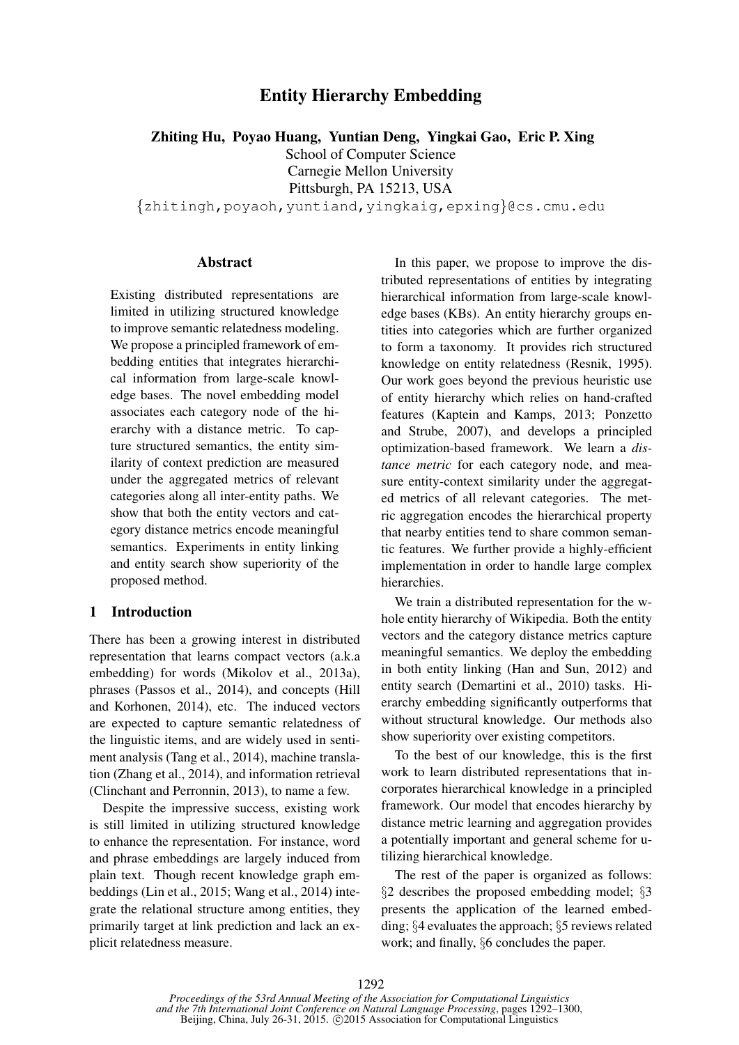# Entity Hierarchy Embedding

**Zhiting Hu, Poyao Huang, Yuntian Deng, Yingkai Gao, Eric P. Xing**

School of Computer Science
Carnegie Mellon University
Pittsburgh, PA 15213, USA

{zhitingh,poyaoh,yuntiand,yingkaig,epxing}@cs.cmu.edu

## Abstract

Existing distributed representations are limited in utilizing structured knowledge to improve semantic relatedness modeling. We propose a principled framework of embedding entities that integrates hierarchical information from large-scale knowledge bases. The novel embedding model associates each category node of the hierarchy with a distance metric. To capture structured semantics, the entity similarity of context prediction are measured under the aggregated metrics of relevant categories along all inter-entity paths. We show that both the entity vectors and category distance metrics encode meaningful semantics. Experiments in entity linking and entity search show superiority of the proposed method.

## 1 Introduction

There has been a growing interest in distributed representation that learns compact vectors (a.k.a embedding) for words (Mikolov et al., 2013a), phrases (Passos et al., 2014), and concepts (Hill and Korhonen, 2014), etc. The induced vectors are expected to capture semantic relatedness of the linguistic items, and are widely used in sentiment analysis (Tang et al., 2014), machine translation (Zhang et al., 2014), and information retrieval (Clinchant and Perronnin, 2013), to name a few.

Despite the impressive success, existing work is still limited in utilizing structured knowledge to enhance the representation. For instance, word and phrase embeddings are largely induced from plain text. Though recent knowledge graph embeddings (Lin et al., 2015; Wang et al., 2014) integrate the relational structure among entities, they primarily target at link prediction and lack an explicit relatedness measure.

In this paper, we propose to improve the distributed representations of entities by integrating hierarchical information from large-scale knowledge bases (KBs). An entity hierarchy groups entities into categories which are further organized to form a taxonomy. It provides rich structured knowledge on entity relatedness (Resnik, 1995). Our work goes beyond the previous heuristic use of entity hierarchy which relies on hand-crafted features (Kaptein and Kamps, 2013; Ponzetto and Strube, 2007), and develops a principled optimization-based framework. We learn a *distance metric* for each category node, and measure entity-context similarity under the aggregated metrics of all relevant categories. The metric aggregation encodes the hierarchical property that nearby entities tend to share common semantic features. We further provide a highly-efficient implementation in order to handle large complex hierarchies.

We train a distributed representation for the whole entity hierarchy of Wikipedia. Both the entity vectors and the category distance metrics capture meaningful semantics. We deploy the embedding in both entity linking (Han and Sun, 2012) and entity search (Demartini et al., 2010) tasks. Hierarchy embedding significantly outperforms that without structural knowledge. Our methods also show superiority over existing competitors.

To the best of our knowledge, this is the first work to learn distributed representations that incorporates hierarchical knowledge in a principled framework. Our model that encodes hierarchy by distance metric learning and aggregation provides a potentially important and general scheme for utilizing hierarchical knowledge.

The rest of the paper is organized as follows: §2 describes the proposed embedding model; §3 presents the application of the learned embedding; §4 evaluates the approach; §5 reviews related work; and finally, §6 concludes the paper.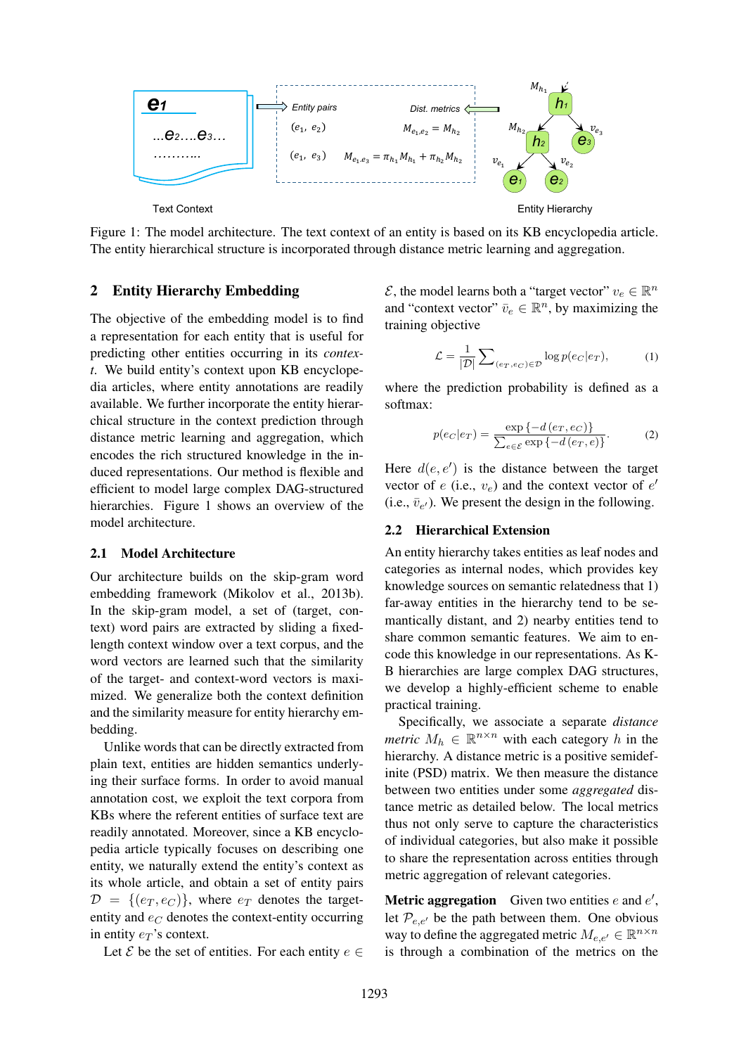Figure 1: The model architecture. The text context of an entity is based on its KB encyclopedia article. The entity hierarchical structure is incorporated through distance metric learning and aggregation.

## 2 Entity Hierarchy Embedding

The objective of the embedding model is to find a representation for each entity that is useful for predicting other entities occurring in its *context*. We build entity's context upon KB encyclopedia articles, where entity annotations are readily available. We further incorporate the entity hierarchical structure in the context prediction through distance metric learning and aggregation, which encodes the rich structured knowledge in the induced representations. Our method is flexible and efficient to model large complex DAG-structured hierarchies. Figure 1 shows an overview of the model architecture.

### 2.1 Model Architecture

Our architecture builds on the skip-gram word embedding framework (Mikolov et al., 2013b). In the skip-gram model, a set of (target, context) word pairs are extracted by sliding a fixed-length context window over a text corpus, and the word vectors are learned such that the similarity of the target- and context-word vectors is maximized. We generalize both the context definition and the similarity measure for entity hierarchy embedding.

Unlike words that can be directly extracted from plain text, entities are hidden semantics underlying their surface forms. In order to avoid manual annotation cost, we exploit the text corpora from KBs where the referent entities of surface text are readily annotated. Moreover, since a KB encyclopedia article typically focuses on describing one entity, we naturally extend the entity's context as its whole article, and obtain a set of entity pairs $\mathcal{D} = \{(e_T, e_C)\}$, where $e_T$ denotes the target-entity and $e_C$ denotes the context-entity occurring in entity $e_T$'s context.

Let $\mathcal{E}$ be the set of entities. For each entity $e \in \mathcal{E}$, the model learns both a "target vector" $v_e \in \mathbb{R}^n$ and "context vector" $\bar{v}_e \in \mathbb{R}^n$, by maximizing the training objective

$$\mathcal{L} = \frac{1}{|\mathcal{D}|} \sum\nolimits_{(e_T, e_C) \in \mathcal{D}} \log p(e_C | e_T), \tag{1}$$

where the prediction probability is defined as a softmax:

$$p(e_C | e_T) = \frac{\exp\{-d(e_T, e_C)\}}{\sum_{e \in \mathcal{E}} \exp\{-d(e_T, e)\}}. \tag{2}$$

Here $d(e, e')$ is the distance between the target vector of $e$ (i.e., $v_e$) and the context vector of $e'$ (i.e., $\bar{v}_{e'}$). We present the design in the following.

### 2.2 Hierarchical Extension

An entity hierarchy takes entities as leaf nodes and categories as internal nodes, which provides key knowledge sources on semantic relatedness that 1) far-away entities in the hierarchy tend to be semantically distant, and 2) nearby entities tend to share common semantic features. We aim to encode this knowledge in our representations. As KB hierarchies are large complex DAG structures, we develop a highly-efficient scheme to enable practical training.

Specifically, we associate a separate *distance metric* $M_h \in \mathbb{R}^{n \times n}$ with each category $h$ in the hierarchy. A distance metric is a positive semidefinite (PSD) matrix. We then measure the distance between two entities under some *aggregated* distance metric as detailed below. The local metrics thus not only serve to capture the characteristics of individual categories, but also make it possible to share the representation across entities through metric aggregation of relevant categories.

**Metric aggregation** Given two entities $e$ and $e'$, let $\mathcal{P}_{e,e'}$ be the path between them. One obvious way to define the aggregated metric $M_{e,e'} \in \mathbb{R}^{n \times n}$ is through a combination of the metrics on the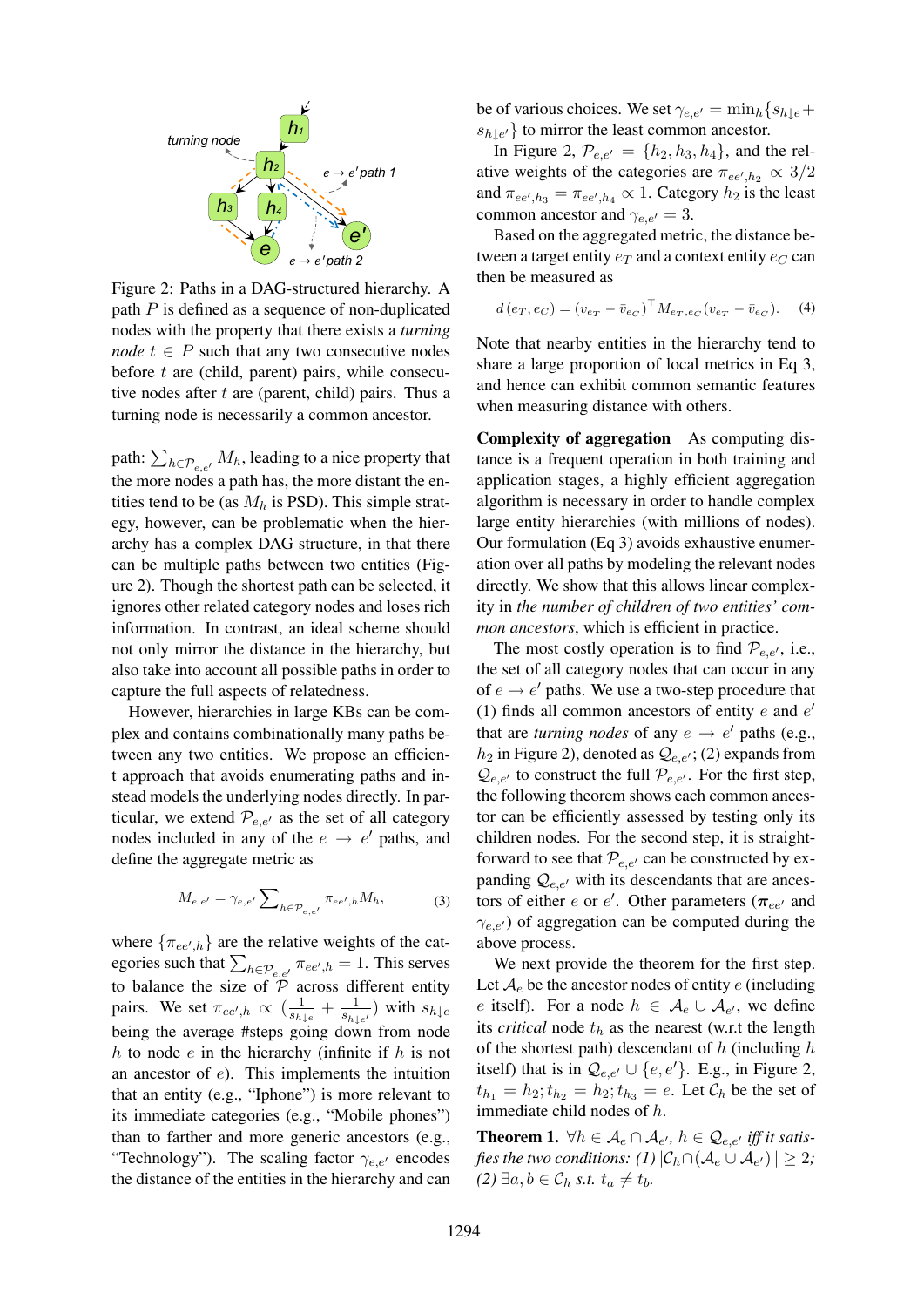Figure 2: Paths in a DAG-structured hierarchy. A path $P$ is defined as a sequence of non-duplicated nodes with the property that there exists a *turning node* $t \in P$ such that any two consecutive nodes before $t$ are (child, parent) pairs, while consecutive nodes after $t$ are (parent, child) pairs. Thus a turning node is necessarily a common ancestor.

path: $\sum_{h \in \mathcal{P}_{e,e'}} M_h$, leading to a nice property that the more nodes a path has, the more distant the entities tend to be (as $M_h$ is PSD). This simple strategy, however, can be problematic when the hierarchy has a complex DAG structure, in that there can be multiple paths between two entities (Figure 2). Though the shortest path can be selected, it ignores other related category nodes and loses rich information. In contrast, an ideal scheme should not only mirror the distance in the hierarchy, but also take into account all possible paths in order to capture the full aspects of relatedness.

However, hierarchies in large KBs can be complex and contains combinationally many paths between any two entities. We propose an efficient approach that avoids enumerating paths and instead models the underlying nodes directly. In particular, we extend $\mathcal{P}_{e,e'}$ as the set of all category nodes included in any of the $e \rightarrow e'$ paths, and define the aggregate metric as

$$M_{e,e'} = \gamma_{e,e'} \sum\nolimits_{h \in \mathcal{P}_{e,e'}} \pi_{ee',h} M_h, \tag{3}$$

where $\{\pi_{ee',h}\}$ are the relative weights of the categories such that $\sum_{h \in \mathcal{P}_{e,e'}} \pi_{ee',h} = 1$. This serves to balance the size of $\mathcal{P}$ across different entity pairs. We set $\pi_{ee',h} \propto (\frac{1}{s_{h\downarrow e}} + \frac{1}{s_{h\downarrow e'}})$ with $s_{h\downarrow e}$ being the average #steps going down from node $h$ to node $e$ in the hierarchy (infinite if $h$ is not an ancestor of $e$). This implements the intuition that an entity (e.g., "Iphone") is more relevant to its immediate categories (e.g., "Mobile phones") than to farther and more generic ancestors (e.g., "Technology"). The scaling factor $\gamma_{e,e'}$ encodes the distance of the entities in the hierarchy and can be of various choices. We set $\gamma_{e,e'} = \min_h \{s_{h\downarrow e} + s_{h\downarrow e'}\}$ to mirror the least common ancestor.

In Figure 2, $\mathcal{P}_{e,e'} = \{h_2, h_3, h_4\}$, and the relative weights of the categories are $\pi_{ee',h_2} \propto 3/2$ and $\pi_{ee',h_3} = \pi_{ee',h_4} \propto 1$. Category $h_2$ is the least common ancestor and $\gamma_{e,e'} = 3$.

Based on the aggregated metric, the distance between a target entity $e_T$ and a context entity $e_C$ can then be measured as

$$d\,(e_T, e_C) = (v_{e_T} - \bar{v}_{e_C})^\top M_{e_T,e_C} (v_{e_T} - \bar{v}_{e_C}). \tag{4}$$

Note that nearby entities in the hierarchy tend to share a large proportion of local metrics in Eq 3, and hence can exhibit common semantic features when measuring distance with others.

**Complexity of aggregation** As computing distance is a frequent operation in both training and application stages, a highly efficient aggregation algorithm is necessary in order to handle complex large entity hierarchies (with millions of nodes). Our formulation (Eq 3) avoids exhaustive enumeration over all paths by modeling the relevant nodes directly. We show that this allows linear complexity in *the number of children of two entities' common ancestors*, which is efficient in practice.

The most costly operation is to find $\mathcal{P}_{e,e'}$, i.e., the set of all category nodes that can occur in any of $e \rightarrow e'$ paths. We use a two-step procedure that (1) finds all common ancestors of entity $e$ and $e'$ that are *turning nodes* of any $e \rightarrow e'$ paths (e.g., $h_2$ in Figure 2), denoted as $\mathcal{Q}_{e,e'}$; (2) expands from $\mathcal{Q}_{e,e'}$ to construct the full $\mathcal{P}_{e,e'}$. For the first step, the following theorem shows each common ancestor can be efficiently assessed by testing only its children nodes. For the second step, it is straightforward to see that $\mathcal{P}_{e,e'}$ can be constructed by expanding $\mathcal{Q}_{e,e'}$ with its descendants that are ancestors of either $e$ or $e'$. Other parameters ($\boldsymbol{\pi}_{ee'}$ and $\gamma_{e,e'}$) of aggregation can be computed during the above process.

We next provide the theorem for the first step. Let $\mathcal{A}_e$ be the ancestor nodes of entity $e$ (including $e$ itself). For a node $h \in \mathcal{A}_e \cup \mathcal{A}_{e'}$, we define its *critical* node $t_h$ as the nearest (w.r.t the length of the shortest path) descendant of $h$ (including $h$ itself) that is in $\mathcal{Q}_{e,e'} \cup \{e, e'\}$. E.g., in Figure 2, $t_{h_1} = h_2; t_{h_2} = h_2; t_{h_3} = e$. Let $\mathcal{C}_h$ be the set of immediate child nodes of $h$.

**Theorem 1.** *$\forall h \in \mathcal{A}_e \cap \mathcal{A}_{e'}$, $h \in \mathcal{Q}_{e,e'}$ iff it satisfies the two conditions: (1) $|\mathcal{C}_h \cap (\mathcal{A}_e \cup \mathcal{A}_{e'})| \geq 2$; (2) $\exists a, b \in \mathcal{C}_h$ s.t. $t_a \neq t_b$.*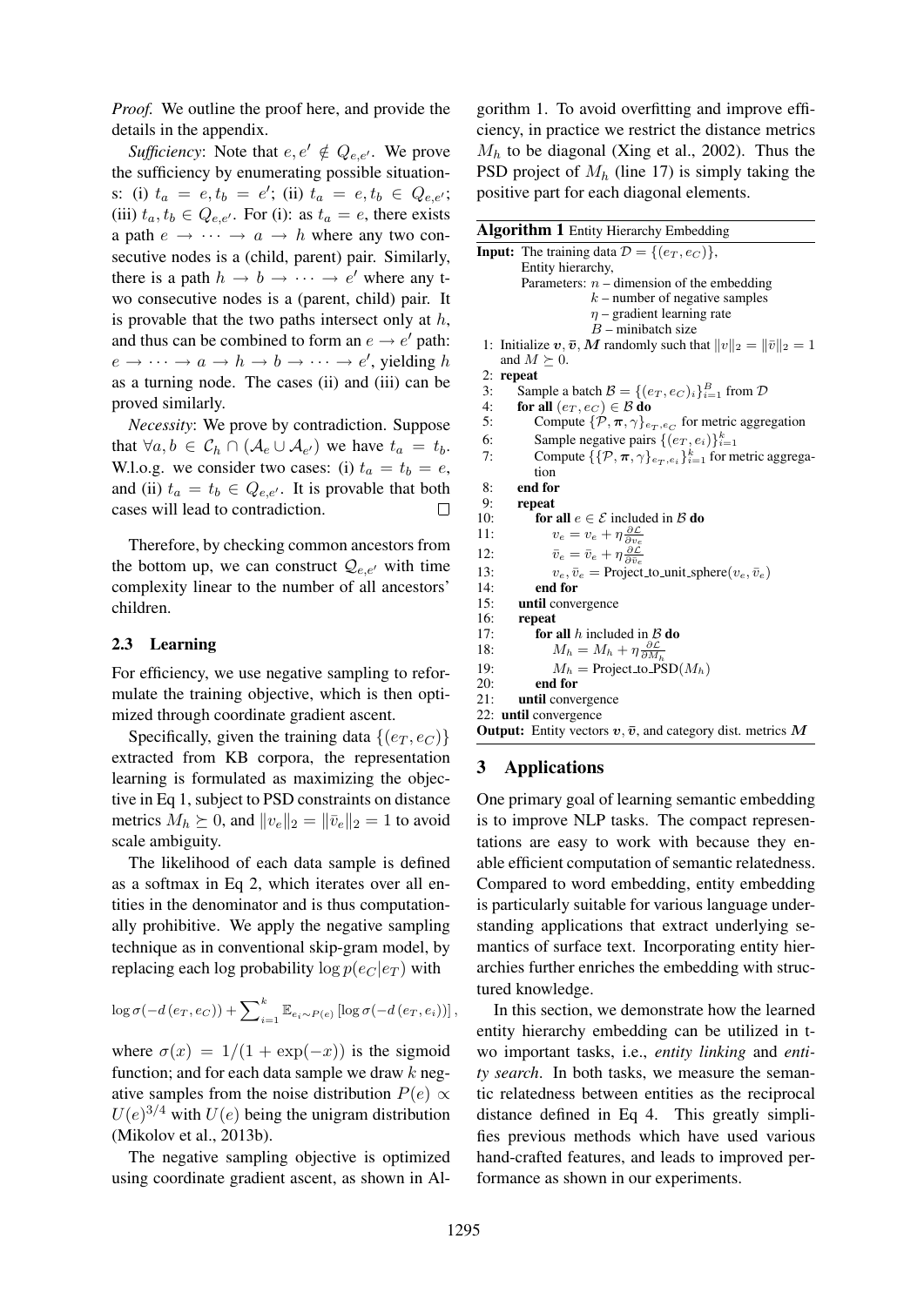*Proof.* We outline the proof here, and provide the details in the appendix.

*Sufficiency*: Note that $e, e' \notin Q_{e,e'}$. We prove the sufficiency by enumerating possible situations: (i) $t_a = e, t_b = e'$; (ii) $t_a = e, t_b \in Q_{e,e'}$; (iii) $t_a, t_b \in Q_{e,e'}$. For (i): as $t_a = e$, there exists a path $e \to \cdots \to a \to h$ where any two consecutive nodes is a (child, parent) pair. Similarly, there is a path $h \to b \to \cdots \to e'$ where any two consecutive nodes is a (parent, child) pair. It is provable that the two paths intersect only at $h$, and thus can be combined to form an $e \to e'$ path: $e \to \cdots \to a \to h \to b \to \cdots \to e'$, yielding $h$ as a turning node. The cases (ii) and (iii) can be proved similarly.

*Necessity*: We prove by contradiction. Suppose that $\forall a, b \in \mathcal{C}_h \cap (\mathcal{A}_e \cup \mathcal{A}_{e'})$ we have $t_a = t_b$. W.l.o.g. we consider two cases: (i) $t_a = t_b = e$, and (ii) $t_a = t_b \in Q_{e,e'}$. It is provable that both cases will lead to contradiction. □

Therefore, by checking common ancestors from the bottom up, we can construct $\mathcal{Q}_{e,e'}$ with time complexity linear to the number of all ancestors' children.

### 2.3 Learning

For efficiency, we use negative sampling to reformulate the training objective, which is then optimized through coordinate gradient ascent.

Specifically, given the training data $\{(e_T, e_C)\}$ extracted from KB corpora, the representation learning is formulated as maximizing the objective in Eq 1, subject to PSD constraints on distance metrics $M_h \succeq 0$, and $\|v_e\|_2 = \|\bar{v}_e\|_2 = 1$ to avoid scale ambiguity.

The likelihood of each data sample is defined as a softmax in Eq 2, which iterates over all entities in the denominator and is thus computationally prohibitive. We apply the negative sampling technique as in conventional skip-gram model, by replacing each log probability $\log p(e_C|e_T)$ with

$$\log \sigma(-d(e_T, e_C)) + \sum\nolimits_{i=1}^{k} \mathbb{E}_{e_i \sim P(e)} [\log \sigma(-d(e_T, e_i))],$$

where $\sigma(x) = 1/(1 + \exp(-x))$ is the sigmoid function; and for each data sample we draw $k$ negative samples from the noise distribution $P(e) \propto U(e)^{3/4}$ with $U(e)$ being the unigram distribution (Mikolov et al., 2013b).

The negative sampling objective is optimized using coordinate gradient ascent, as shown in Algorithm 1. To avoid overfitting and improve efficiency, in practice we restrict the distance metrics $M_h$ to be diagonal (Xing et al., 2002). Thus the PSD project of $M_h$ (line 17) is simply taking the positive part for each diagonal elements.

**Algorithm 1** Entity Hierarchy Embedding

**Input:** The training data $\mathcal{D} = \{(e_T, e_C)\}$,
Entity hierarchy,
Parameters: $n$ – dimension of the embedding
$k$ – number of negative samples
$\eta$ – gradient learning rate
$B$ – minibatch size

```
1: Initialize v, v̄, M randomly such that ||v||_2 = ||v̄||_2 = 1 and M ⪰ 0.
2: repeat
3:   Sample a batch B = {(e_T, e_C)_i}_{i=1}^B from D
4:   for all (e_T, e_C) ∈ B do
5:     Compute {P, π, γ}_{e_T,e_C} for metric aggregation
6:     Sample negative pairs {(e_T, e_i)}_{i=1}^k
7:     Compute {{P, π, γ}_{e_T,e_i}}_{i=1}^k for metric aggregation
8:   end for
9:   repeat
10:    for all e ∈ E included in B do
11:      v_e = v_e + η ∂L/∂v_e
12:      v̄_e = v̄_e + η ∂L/∂v̄_e
13:      v_e, v̄_e = Project_to_unit_sphere(v_e, v̄_e)
14:    end for
15:  until convergence
16:  repeat
17:    for all h included in B do
18:      M_h = M_h + η ∂L/∂M_h
19:      M_h = Project_to_PSD(M_h)
20:    end for
21:  until convergence
22: until convergence
```

**Output:** Entity vectors $\boldsymbol{v}, \bar{\boldsymbol{v}}$, and category dist. metrics $\boldsymbol{M}$

## 3 Applications

One primary goal of learning semantic embedding is to improve NLP tasks. The compact representations are easy to work with because they enable efficient computation of semantic relatedness. Compared to word embedding, entity embedding is particularly suitable for various language understanding applications that extract underlying semantics of surface text. Incorporating entity hierarchies further enriches the embedding with structured knowledge.

In this section, we demonstrate how the learned entity hierarchy embedding can be utilized in two important tasks, i.e., *entity linking* and *entity search*. In both tasks, we measure the semantic relatedness between entities as the reciprocal distance defined in Eq 4. This greatly simplifies previous methods which have used various hand-crafted features, and leads to improved performance as shown in our experiments.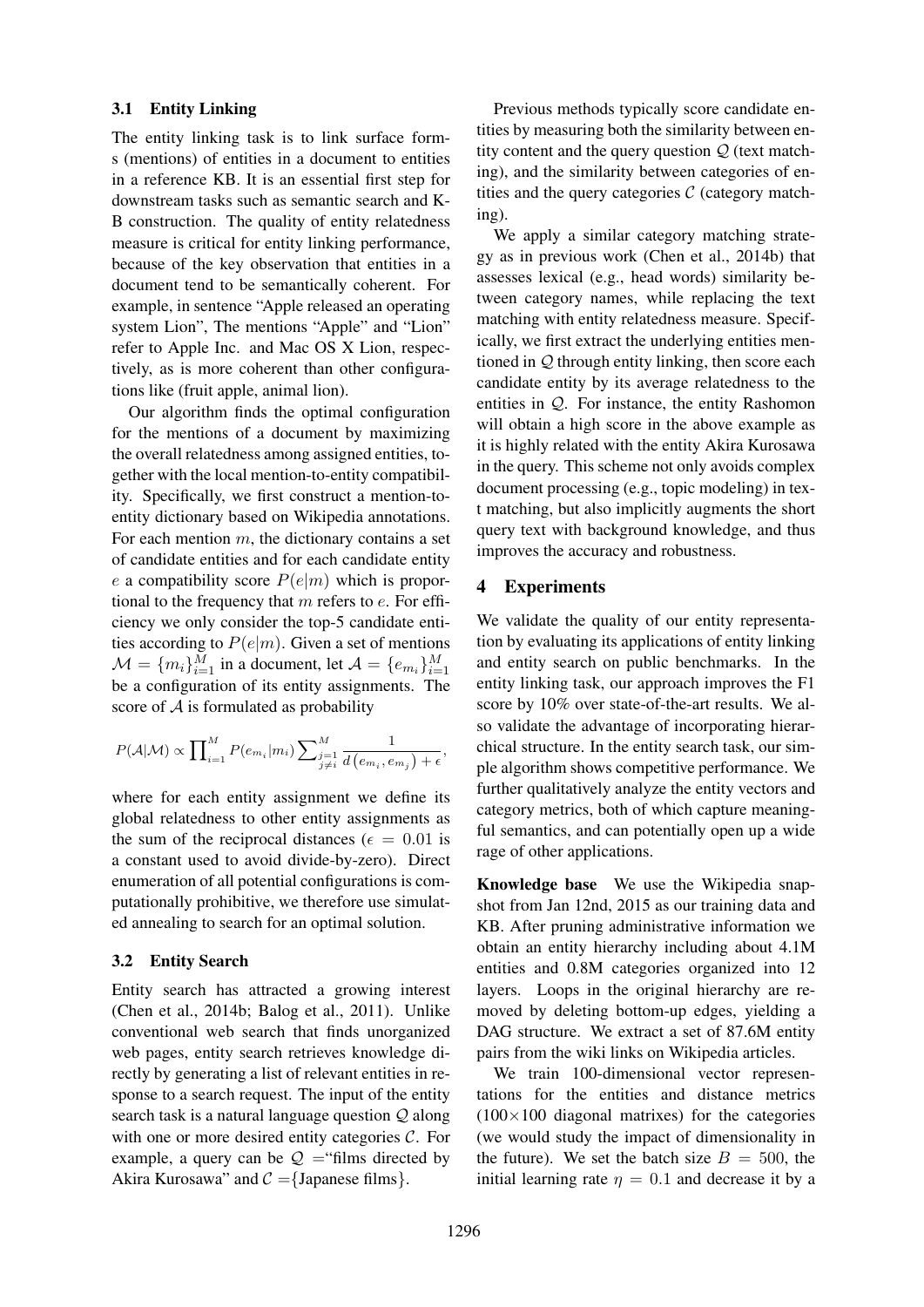### 3.1 Entity Linking

The entity linking task is to link surface forms (mentions) of entities in a document to entities in a reference KB. It is an essential first step for downstream tasks such as semantic search and KB construction. The quality of entity relatedness measure is critical for entity linking performance, because of the key observation that entities in a document tend to be semantically coherent. For example, in sentence "Apple released an operating system Lion", The mentions "Apple" and "Lion" refer to Apple Inc. and Mac OS X Lion, respectively, as is more coherent than other configurations like (fruit apple, animal lion).

Our algorithm finds the optimal configuration for the mentions of a document by maximizing the overall relatedness among assigned entities, together with the local mention-to-entity compatibility. Specifically, we first construct a mention-to-entity dictionary based on Wikipedia annotations. For each mention $m$, the dictionary contains a set of candidate entities and for each candidate entity $e$ a compatibility score $P(e|m)$ which is proportional to the frequency that $m$ refers to $e$. For efficiency we only consider the top-5 candidate entities according to $P(e|m)$. Given a set of mentions $\mathcal{M} = \{m_i\}_{i=1}^{M}$ in a document, let $\mathcal{A} = \{e_{m_i}\}_{i=1}^{M}$ be a configuration of its entity assignments. The score of $\mathcal{A}$ is formulated as probability

$$P(\mathcal{A}|\mathcal{M}) \propto \prod_{i=1}^{M} P(e_{m_i}|m_i) \sum_{\substack{j=1 \\ j \neq i}}^{M} \frac{1}{d\left(e_{m_i}, e_{m_j}\right) + \epsilon},$$

where for each entity assignment we define its global relatedness to other entity assignments as the sum of the reciprocal distances ($\epsilon = 0.01$ is a constant used to avoid divide-by-zero). Direct enumeration of all potential configurations is computationally prohibitive, we therefore use simulated annealing to search for an optimal solution.

### 3.2 Entity Search

Entity search has attracted a growing interest (Chen et al., 2014b; Balog et al., 2011). Unlike conventional web search that finds unorganized web pages, entity search retrieves knowledge directly by generating a list of relevant entities in response to a search request. The input of the entity search task is a natural language question $\mathcal{Q}$ along with one or more desired entity categories $\mathcal{C}$. For example, a query can be $\mathcal{Q}$ ="films directed by Akira Kurosawa" and $\mathcal{C}$ ={Japanese films}.

Previous methods typically score candidate entities by measuring both the similarity between entity content and the query question $\mathcal{Q}$ (text matching), and the similarity between categories of entities and the query categories $\mathcal{C}$ (category matching).

We apply a similar category matching strategy as in previous work (Chen et al., 2014b) that assesses lexical (e.g., head words) similarity between category names, while replacing the text matching with entity relatedness measure. Specifically, we first extract the underlying entities mentioned in $\mathcal{Q}$ through entity linking, then score each candidate entity by its average relatedness to the entities in $\mathcal{Q}$. For instance, the entity Rashomon will obtain a high score in the above example as it is highly related with the entity Akira Kurosawa in the query. This scheme not only avoids complex document processing (e.g., topic modeling) in text matching, but also implicitly augments the short query text with background knowledge, and thus improves the accuracy and robustness.

## 4 Experiments

We validate the quality of our entity representation by evaluating its applications of entity linking and entity search on public benchmarks. In the entity linking task, our approach improves the F1 score by 10% over state-of-the-art results. We also validate the advantage of incorporating hierarchical structure. In the entity search task, our simple algorithm shows competitive performance. We further qualitatively analyze the entity vectors and category metrics, both of which capture meaningful semantics, and can potentially open up a wide rage of other applications.

**Knowledge base** We use the Wikipedia snapshot from Jan 12nd, 2015 as our training data and KB. After pruning administrative information we obtain an entity hierarchy including about 4.1M entities and 0.8M categories organized into 12 layers. Loops in the original hierarchy are removed by deleting bottom-up edges, yielding a DAG structure. We extract a set of 87.6M entity pairs from the wiki links on Wikipedia articles.

We train 100-dimensional vector representations for the entities and distance metrics ($100\times100$ diagonal matrixes) for the categories (we would study the impact of dimensionality in the future). We set the batch size $B = 500$, the initial learning rate $\eta = 0.1$ and decrease it by a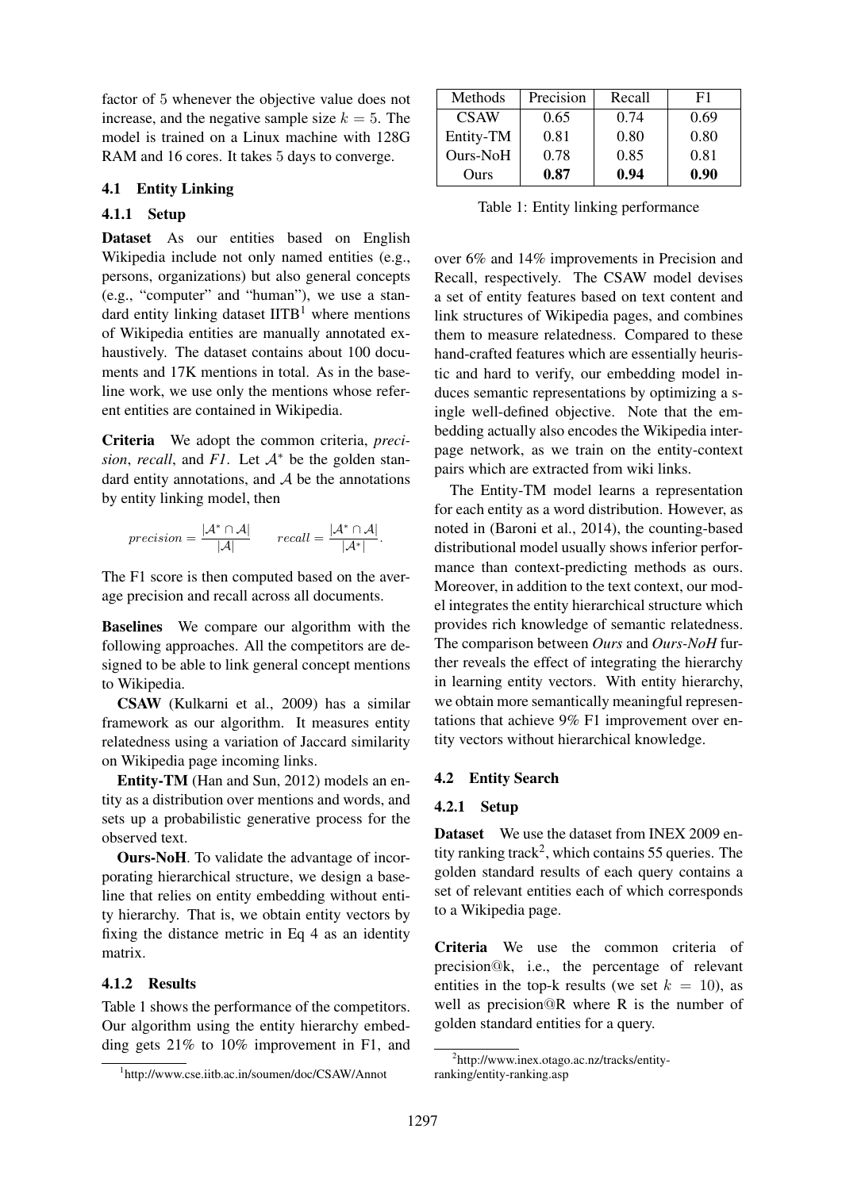factor of 5 whenever the objective value does not increase, and the negative sample size $k = 5$. The model is trained on a Linux machine with 128G RAM and 16 cores. It takes 5 days to converge.

### 4.1 Entity Linking

#### 4.1.1 Setup

**Dataset** As our entities based on English Wikipedia include not only named entities (e.g., persons, organizations) but also general concepts (e.g., "computer" and "human"), we use a standard entity linking dataset IITB[1] where mentions of Wikipedia entities are manually annotated exhaustively. The dataset contains about 100 documents and 17K mentions in total. As in the baseline work, we use only the mentions whose referent entities are contained in Wikipedia.

**Criteria** We adopt the common criteria, *precision*, *recall*, and *F1*. Let $\mathcal{A}^*$ be the golden standard entity annotations, and $\mathcal{A}$ be the annotations by entity linking model, then

$$precision = \frac{|\mathcal{A}^* \cap \mathcal{A}|}{|\mathcal{A}|} \qquad recall = \frac{|\mathcal{A}^* \cap \mathcal{A}|}{|\mathcal{A}^*|}.$$

The F1 score is then computed based on the average precision and recall across all documents.

**Baselines** We compare our algorithm with the following approaches. All the competitors are designed to be able to link general concept mentions to Wikipedia.

**CSAW** (Kulkarni et al., 2009) has a similar framework as our algorithm. It measures entity relatedness using a variation of Jaccard similarity on Wikipedia page incoming links.

**Entity-TM** (Han and Sun, 2012) models an entity as a distribution over mentions and words, and sets up a probabilistic generative process for the observed text.

**Ours-NoH**. To validate the advantage of incorporating hierarchical structure, we design a baseline that relies on entity embedding without entity hierarchy. That is, we obtain entity vectors by fixing the distance metric in Eq 4 as an identity matrix.

#### 4.1.2 Results

Table 1 shows the performance of the competitors. Our algorithm using the entity hierarchy embedding gets 21% to 10% improvement in F1, and over 6% and 14% improvements in Precision and Recall, respectively. The CSAW model devises a set of entity features based on text content and link structures of Wikipedia pages, and combines them to measure relatedness. Compared to these hand-crafted features which are essentially heuristic and hard to verify, our embedding model induces semantic representations by optimizing a single well-defined objective. Note that the embedding actually also encodes the Wikipedia inter-page network, as we train on the entity-context pairs which are extracted from wiki links.

| Methods | Precision | Recall | F1 |
|---|---|---|---|
| CSAW | 0.65 | 0.74 | 0.69 |
| Entity-TM | 0.81 | 0.80 | 0.80 |
| Ours-NoH | 0.78 | 0.85 | 0.81 |
| Ours | **0.87** | **0.94** | **0.90** |

Table 1: Entity linking performance

The Entity-TM model learns a representation for each entity as a word distribution. However, as noted in (Baroni et al., 2014), the counting-based distributional model usually shows inferior performance than context-predicting methods as ours. Moreover, in addition to the text context, our model integrates the entity hierarchical structure which provides rich knowledge of semantic relatedness. The comparison between *Ours* and *Ours-NoH* further reveals the effect of integrating the hierarchy in learning entity vectors. With entity hierarchy, we obtain more semantically meaningful representations that achieve 9% F1 improvement over entity vectors without hierarchical knowledge.

### 4.2 Entity Search

#### 4.2.1 Setup

**Dataset** We use the dataset from INEX 2009 entity ranking track[2], which contains 55 queries. The golden standard results of each query contains a set of relevant entities each of which corresponds to a Wikipedia page.

**Criteria** We use the common criteria of precision@k, i.e., the percentage of relevant entities in the top-k results (we set $k = 10$), as well as precision@R where R is the number of golden standard entities for a query.

[1] http://www.cse.iitb.ac.in/soumen/doc/CSAW/Annot

[2] http://www.inex.otago.ac.nz/tracks/entity-ranking/entity-ranking.asp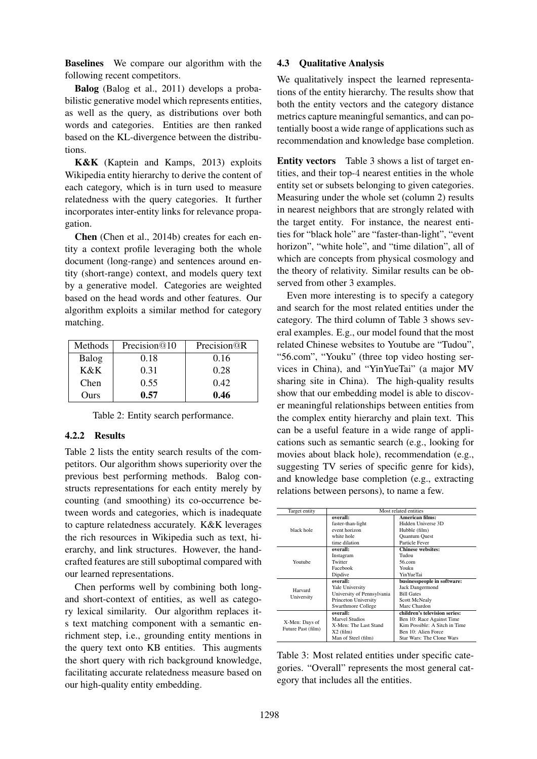**Baselines** We compare our algorithm with the following recent competitors.

**Balog** (Balog et al., 2011) develops a probabilistic generative model which represents entities, as well as the query, as distributions over both words and categories. Entities are then ranked based on the KL-divergence between the distributions.

**K&K** (Kaptein and Kamps, 2013) exploits Wikipedia entity hierarchy to derive the content of each category, which is in turn used to measure relatedness with the query categories. It further incorporates inter-entity links for relevance propagation.

**Chen** (Chen et al., 2014b) creates for each entity a context profile leveraging both the whole document (long-range) and sentences around entity (short-range) context, and models query text by a generative model. Categories are weighted based on the head words and other features. Our algorithm exploits a similar method for category matching.

| Methods | Precision@10 | Precision@R |
|---|---|---|
| Balog | 0.18 | 0.16 |
| K&K | 0.31 | 0.28 |
| Chen | 0.55 | 0.42 |
| Ours | **0.57** | **0.46** |

Table 2: Entity search performance.

#### 4.2.2 Results

Table 2 lists the entity search results of the competitors. Our algorithm shows superiority over the previous best performing methods. Balog constructs representations for each entity merely by counting (and smoothing) its co-occurrence between words and categories, which is inadequate to capture relatedness accurately. K&K leverages the rich resources in Wikipedia such as text, hierarchy, and link structures. However, the handcrafted features are still suboptimal compared with our learned representations.

Chen performs well by combining both long- and short-context of entities, as well as category lexical similarity. Our algorithm replaces its text matching component with a semantic enrichment step, i.e., grounding entity mentions in the query text onto KB entities. This augments the short query with rich background knowledge, facilitating accurate relatedness measure based on our high-quality entity embedding.

### 4.3 Qualitative Analysis

We qualitatively inspect the learned representations of the entity hierarchy. The results show that both the entity vectors and the category distance metrics capture meaningful semantics, and can potentially boost a wide range of applications such as recommendation and knowledge base completion.

**Entity vectors** Table 3 shows a list of target entities, and their top-4 nearest entities in the whole entity set or subsets belonging to given categories. Measuring under the whole set (column 2) results in nearest neighbors that are strongly related with the target entity. For instance, the nearest entities for "black hole" are "faster-than-light", "event horizon", "white hole", and "time dilation", all of which are concepts from physical cosmology and the theory of relativity. Similar results can be observed from other 3 examples.

Even more interesting is to specify a category and search for the most related entities under the category. The third column of Table 3 shows several examples. E.g., our model found that the most related Chinese websites to Youtube are "Tudou", "56.com", "Youku" (three top video hosting services in China), and "YinYueTai" (a major MV sharing site in China). The high-quality results show that our embedding model is able to discover meaningful relationships between entities from the complex entity hierarchy and plain text. This can be a useful feature in a wide range of applications such as semantic search (e.g., looking for movies about black hole), recommendation (e.g., suggesting TV series of specific genre for kids), and knowledge base completion (e.g., extracting relations between persons), to name a few.

| Target entity | Most related entities | |
|---|---|---|
| black hole | **overall:** | **American films:** |
| | faster-than-light | Hidden Universe 3D |
| | event horizon | Hubble (film) |
| | white hole | Quantum Quest |
| | time dilation | Particle Fever |
| Youtube | **overall:** | **Chinese websites:** |
| | Instagram | Tudou |
| | Twitter | 56.com |
| | Facebook | Youku |
| | Dipdive | YinYueTai |
| Harvard University | **overall:** | **businesspeople in software:** |
| | Yale University | Jack Dangermond |
| | University of Pennsylvania | Bill Gates |
| | Princeton University | Scott McNealy |
| | Swarthmore College | Marc Chardon |
| X-Men: Days of Future Past (film) | **overall:** | **children's television series:** |
| | Marvel Studios | Ben 10: Race Against Time |
| | X-Men: The Last Stand | Kim Possible: A Sitch in Time |
| | X2 (film) | Ben 10: Alien Force |
| | Man of Steel (film) | Star Wars: The Clone Wars |

Table 3: Most related entities under specific categories. "Overall" represents the most general category that includes all the entities.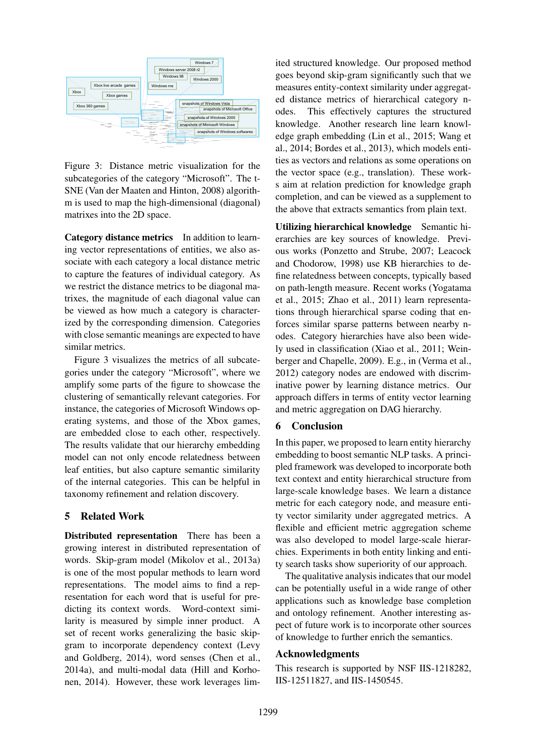Figure 3: Distance metric visualization for the subcategories of the category "Microsoft". The t-SNE (Van der Maaten and Hinton, 2008) algorithm is used to map the high-dimensional (diagonal) matrixes into the 2D space.

**Category distance metrics** In addition to learning vector representations of entities, we also associate with each category a local distance metric to capture the features of individual category. As we restrict the distance metrics to be diagonal matrixes, the magnitude of each diagonal value can be viewed as how much a category is characterized by the corresponding dimension. Categories with close semantic meanings are expected to have similar metrics.

Figure 3 visualizes the metrics of all subcategories under the category "Microsoft", where we amplify some parts of the figure to showcase the clustering of semantically relevant categories. For instance, the categories of Microsoft Windows operating systems, and those of the Xbox games, are embedded close to each other, respectively. The results validate that our hierarchy embedding model can not only encode relatedness between leaf entities, but also capture semantic similarity of the internal categories. This can be helpful in taxonomy refinement and relation discovery.

## 5 Related Work

**Distributed representation** There has been a growing interest in distributed representation of words. Skip-gram model (Mikolov et al., 2013a) is one of the most popular methods to learn word representations. The model aims to find a representation for each word that is useful for predicting its context words. Word-context similarity is measured by simple inner product. A set of recent works generalizing the basic skip-gram to incorporate dependency context (Levy and Goldberg, 2014), word senses (Chen et al., 2014a), and multi-modal data (Hill and Korhonen, 2014). However, these work leverages limited structured knowledge. Our proposed method goes beyond skip-gram significantly such that we measures entity-context similarity under aggregated distance metrics of hierarchical category nodes. This effectively captures the structured knowledge. Another research line learn knowledge graph embedding (Lin et al., 2015; Wang et al., 2014; Bordes et al., 2013), which models entities as vectors and relations as some operations on the vector space (e.g., translation). These works aim at relation prediction for knowledge graph completion, and can be viewed as a supplement to the above that extracts semantics from plain text.

**Utilizing hierarchical knowledge** Semantic hierarchies are key sources of knowledge. Previous works (Ponzetto and Strube, 2007; Leacock and Chodorow, 1998) use KB hierarchies to define relatedness between concepts, typically based on path-length measure. Recent works (Yogatama et al., 2015; Zhao et al., 2011) learn representations through hierarchical sparse coding that enforces similar sparse patterns between nearby nodes. Category hierarchies have also been widely used in classification (Xiao et al., 2011; Weinberger and Chapelle, 2009). E.g., in (Verma et al., 2012) category nodes are endowed with discriminative power by learning distance metrics. Our approach differs in terms of entity vector learning and metric aggregation on DAG hierarchy.

## 6 Conclusion

In this paper, we proposed to learn entity hierarchy embedding to boost semantic NLP tasks. A principled framework was developed to incorporate both text context and entity hierarchical structure from large-scale knowledge bases. We learn a distance metric for each category node, and measure entity vector similarity under aggregated metrics. A flexible and efficient metric aggregation scheme was also developed to model large-scale hierarchies. Experiments in both entity linking and entity search tasks show superiority of our approach.

The qualitative analysis indicates that our model can be potentially useful in a wide range of other applications such as knowledge base completion and ontology refinement. Another interesting aspect of future work is to incorporate other sources of knowledge to further enrich the semantics.

## Acknowledgements

This research is supported by NSF IIS-1218282, IIS-12511827, and IIS-1450545.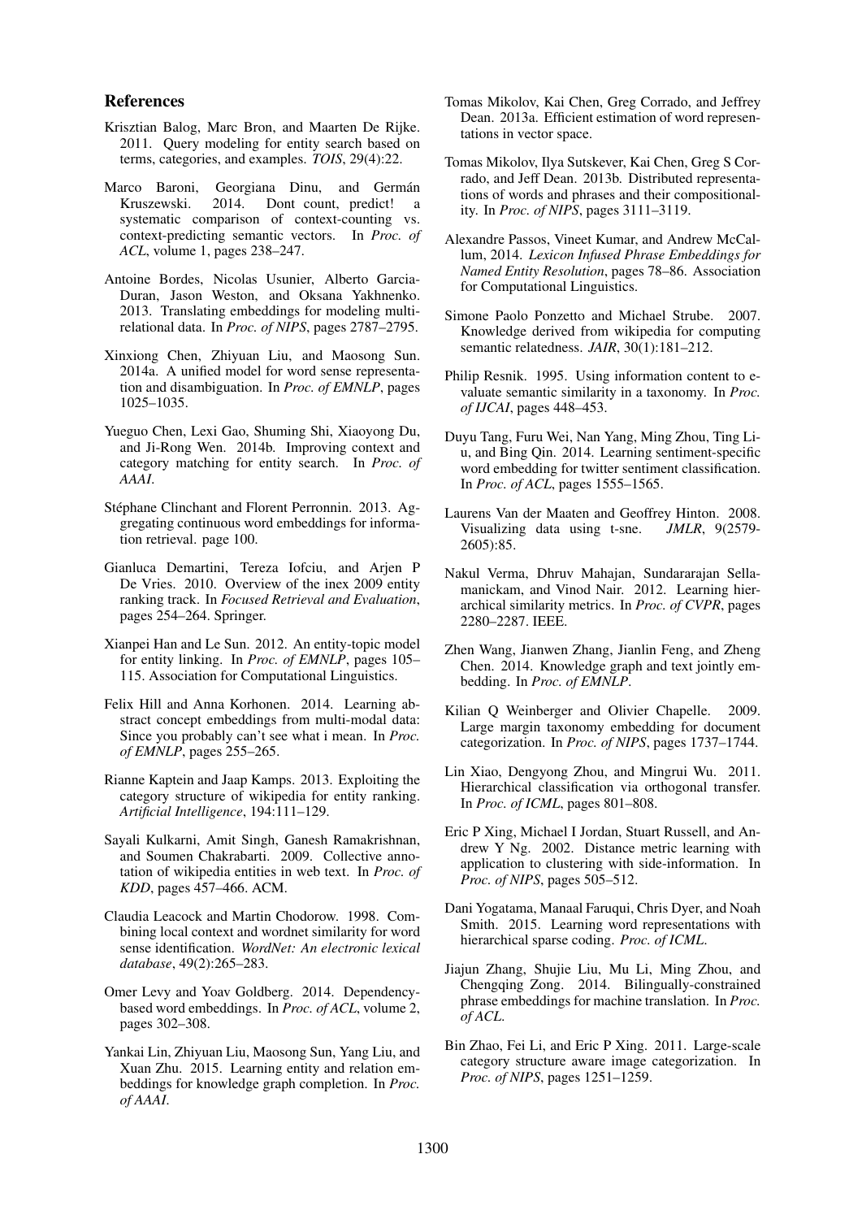## References

Krisztian Balog, Marc Bron, and Maarten De Rijke. 2011. Query modeling for entity search based on terms, categories, and examples. *TOIS*, 29(4):22.

Marco Baroni, Georgiana Dinu, and Germán Kruszewski. 2014. Dont count, predict! a systematic comparison of context-counting vs. context-predicting semantic vectors. In *Proc. of ACL*, volume 1, pages 238–247.

Antoine Bordes, Nicolas Usunier, Alberto Garcia-Duran, Jason Weston, and Oksana Yakhnenko. 2013. Translating embeddings for modeling multi-relational data. In *Proc. of NIPS*, pages 2787–2795.

Xinxiong Chen, Zhiyuan Liu, and Maosong Sun. 2014a. A unified model for word sense representation and disambiguation. In *Proc. of EMNLP*, pages 1025–1035.

Yueguo Chen, Lexi Gao, Shuming Shi, Xiaoyong Du, and Ji-Rong Wen. 2014b. Improving context and category matching for entity search. In *Proc. of AAAI*.

Stéphane Clinchant and Florent Perronnin. 2013. Aggregating continuous word embeddings for information retrieval. page 100.

Gianluca Demartini, Tereza Iofciu, and Arjen P De Vries. 2010. Overview of the inex 2009 entity ranking track. In *Focused Retrieval and Evaluation*, pages 254–264. Springer.

Xianpei Han and Le Sun. 2012. An entity-topic model for entity linking. In *Proc. of EMNLP*, pages 105–115. Association for Computational Linguistics.

Felix Hill and Anna Korhonen. 2014. Learning abstract concept embeddings from multi-modal data: Since you probably can't see what i mean. In *Proc. of EMNLP*, pages 255–265.

Rianne Kaptein and Jaap Kamps. 2013. Exploiting the category structure of wikipedia for entity ranking. *Artificial Intelligence*, 194:111–129.

Sayali Kulkarni, Amit Singh, Ganesh Ramakrishnan, and Soumen Chakrabarti. 2009. Collective annotation of wikipedia entities in web text. In *Proc. of KDD*, pages 457–466. ACM.

Claudia Leacock and Martin Chodorow. 1998. Combining local context and wordnet similarity for word sense identification. *WordNet: An electronic lexical database*, 49(2):265–283.

Omer Levy and Yoav Goldberg. 2014. Dependency-based word embeddings. In *Proc. of ACL*, volume 2, pages 302–308.

Yankai Lin, Zhiyuan Liu, Maosong Sun, Yang Liu, and Xuan Zhu. 2015. Learning entity and relation embeddings for knowledge graph completion. In *Proc. of AAAI*.

Tomas Mikolov, Kai Chen, Greg Corrado, and Jeffrey Dean. 2013a. Efficient estimation of word representations in vector space.

Tomas Mikolov, Ilya Sutskever, Kai Chen, Greg S Corrado, and Jeff Dean. 2013b. Distributed representations of words and phrases and their compositionality. In *Proc. of NIPS*, pages 3111–3119.

Alexandre Passos, Vineet Kumar, and Andrew McCallum, 2014. *Lexicon Infused Phrase Embeddings for Named Entity Resolution*, pages 78–86. Association for Computational Linguistics.

Simone Paolo Ponzetto and Michael Strube. 2007. Knowledge derived from wikipedia for computing semantic relatedness. *JAIR*, 30(1):181–212.

Philip Resnik. 1995. Using information content to evaluate semantic similarity in a taxonomy. In *Proc. of IJCAI*, pages 448–453.

Duyu Tang, Furu Wei, Nan Yang, Ming Zhou, Ting Liu, and Bing Qin. 2014. Learning sentiment-specific word embedding for twitter sentiment classification. In *Proc. of ACL*, pages 1555–1565.

Laurens Van der Maaten and Geoffrey Hinton. 2008. Visualizing data using t-sne. *JMLR*, 9(2579-2605):85.

Nakul Verma, Dhruv Mahajan, Sundararajan Sellamanickam, and Vinod Nair. 2012. Learning hierarchical similarity metrics. In *Proc. of CVPR*, pages 2280–2287. IEEE.

Zhen Wang, Jianwen Zhang, Jianlin Feng, and Zheng Chen. 2014. Knowledge graph and text jointly embedding. In *Proc. of EMNLP*.

Kilian Q Weinberger and Olivier Chapelle. 2009. Large margin taxonomy embedding for document categorization. In *Proc. of NIPS*, pages 1737–1744.

Lin Xiao, Dengyong Zhou, and Mingrui Wu. 2011. Hierarchical classification via orthogonal transfer. In *Proc. of ICML*, pages 801–808.

Eric P Xing, Michael I Jordan, Stuart Russell, and Andrew Y Ng. 2002. Distance metric learning with application to clustering with side-information. In *Proc. of NIPS*, pages 505–512.

Dani Yogatama, Manaal Faruqui, Chris Dyer, and Noah Smith. 2015. Learning word representations with hierarchical sparse coding. *Proc. of ICML*.

Jiajun Zhang, Shujie Liu, Mu Li, Ming Zhou, and Chengqing Zong. 2014. Bilingually-constrained phrase embeddings for machine translation. In *Proc. of ACL*.

Bin Zhao, Fei Li, and Eric P Xing. 2011. Large-scale category structure aware image categorization. In *Proc. of NIPS*, pages 1251–1259.